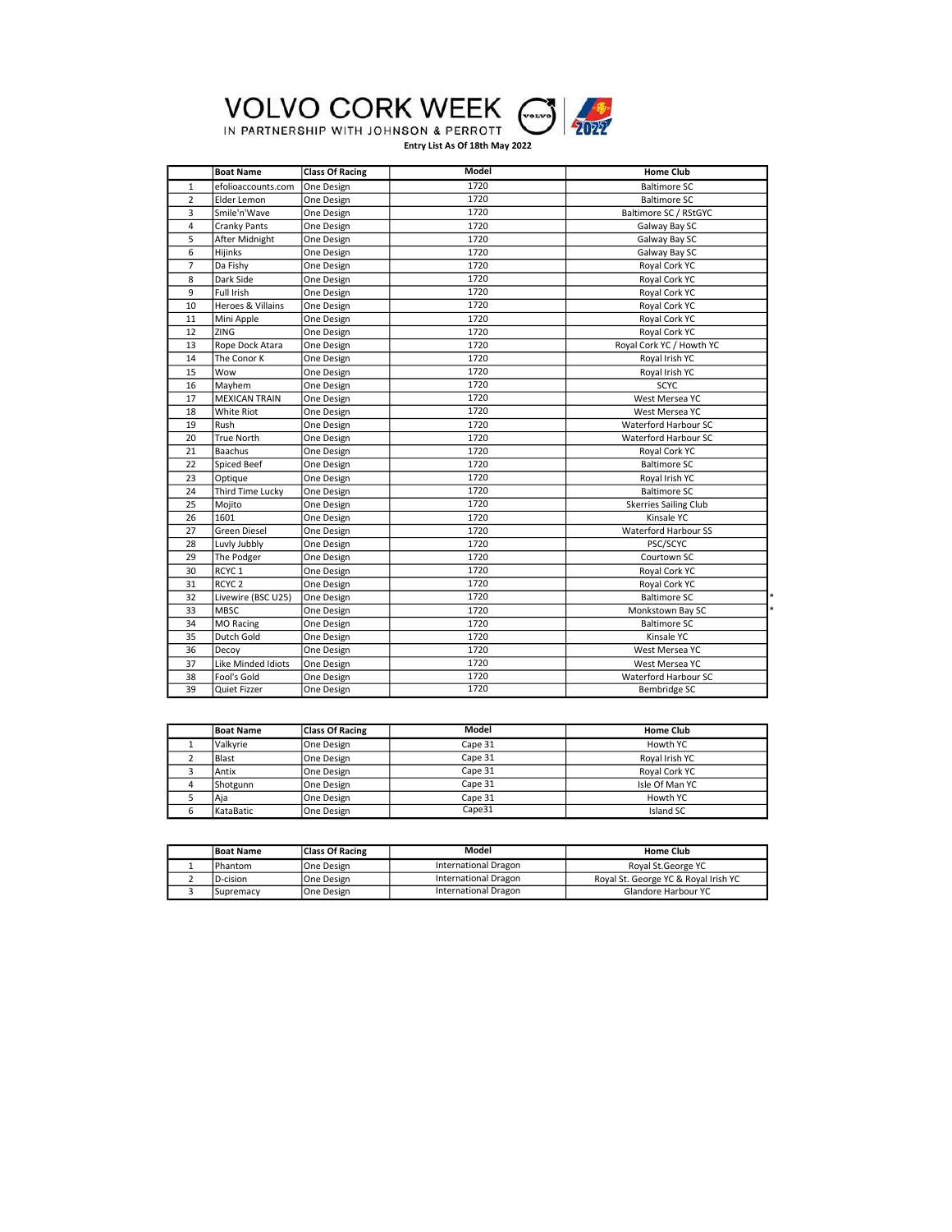# VOLVO CORK WEEK

IN PARTNERSHIP WITH JOHNSON & PERROTT

**Entry List As Of 18th May 2022**

| | Boat Name | Class Of Racing | Model | Home Club | |
|---|---|---|---|---|---|
| 1 | efolioaccounts.com | One Design | 1720 | Baltimore SC | |
| 2 | Elder Lemon | One Design | 1720 | Baltimore SC | |
| 3 | Smile'n'Wave | One Design | 1720 | Baltimore SC / RStGYC | |
| 4 | Cranky Pants | One Design | 1720 | Galway Bay SC | |
| 5 | After Midnight | One Design | 1720 | Galway Bay SC | |
| 6 | Hijinks | One Design | 1720 | Galway Bay SC | |
| 7 | Da Fishy | One Design | 1720 | Royal Cork YC | |
| 8 | Dark Side | One Design | 1720 | Royal Cork YC | |
| 9 | Full Irish | One Design | 1720 | Royal Cork YC | |
| 10 | Heroes & Villains | One Design | 1720 | Royal Cork YC | |
| 11 | Mini Apple | One Design | 1720 | Royal Cork YC | |
| 12 | ZING | One Design | 1720 | Royal Cork YC | |
| 13 | Rope Dock Atara | One Design | 1720 | Royal Cork YC / Howth YC | |
| 14 | The Conor K | One Design | 1720 | Royal Irish YC | |
| 15 | Wow | One Design | 1720 | Royal Irish YC | |
| 16 | Mayhem | One Design | 1720 | SCYC | |
| 17 | MEXICAN TRAIN | One Design | 1720 | West Mersea YC | |
| 18 | White Riot | One Design | 1720 | West Mersea YC | |
| 19 | Rush | One Design | 1720 | Waterford Harbour SC | |
| 20 | True North | One Design | 1720 | Waterford Harbour SC | |
| 21 | Baachus | One Design | 1720 | Royal Cork YC | |
| 22 | Spiced Beef | One Design | 1720 | Baltimore SC | |
| 23 | Optique | One Design | 1720 | Royal Irish YC | |
| 24 | Third Time Lucky | One Design | 1720 | Baltimore SC | |
| 25 | Mojito | One Design | 1720 | Skerries Sailing Club | |
| 26 | 1601 | One Design | 1720 | Kinsale YC | |
| 27 | Green Diesel | One Design | 1720 | Waterford Harbour SS | |
| 28 | Luvly Jubbly | One Design | 1720 | PSC/SCYC | |
| 29 | The Podger | One Design | 1720 | Courtown SC | |
| 30 | RCYC 1 | One Design | 1720 | Royal Cork YC | |
| 31 | RCYC 2 | One Design | 1720 | Royal Cork YC | |
| 32 | Livewire (BSC U25) | One Design | 1720 | Baltimore SC | * |
| 33 | MBSC | One Design | 1720 | Monkstown Bay SC | * |
| 34 | MO Racing | One Design | 1720 | Baltimore SC | |
| 35 | Dutch Gold | One Design | 1720 | Kinsale YC | |
| 36 | Decoy | One Design | 1720 | West Mersea YC | |
| 37 | Like Minded Idiots | One Design | 1720 | West Mersea YC | |
| 38 | Fool's Gold | One Design | 1720 | Waterford Harbour SC | |
| 39 | Quiet Fizzer | One Design | 1720 | Bembridge SC | |

| | Boat Name | Class Of Racing | Model | Home Club |
|---|---|---|---|---|
| 1 | Valkyrie | One Design | Cape 31 | Howth YC |
| 2 | Blast | One Design | Cape 31 | Royal Irish YC |
| 3 | Antix | One Design | Cape 31 | Royal Cork YC |
| 4 | Shotgunn | One Design | Cape 31 | Isle Of Man YC |
| 5 | Aja | One Design | Cape 31 | Howth YC |
| 6 | KataBatic | One Design | Cape31 | Island SC |

| | Boat Name | Class Of Racing | Model | Home Club |
|---|---|---|---|---|
| 1 | Phantom | One Design | International Dragon | Royal St.George YC |
| 2 | D-cision | One Design | International Dragon | Royal St. George YC & Royal Irish YC |
| 3 | Supremacy | One Design | International Dragon | Glandore Harbour YC |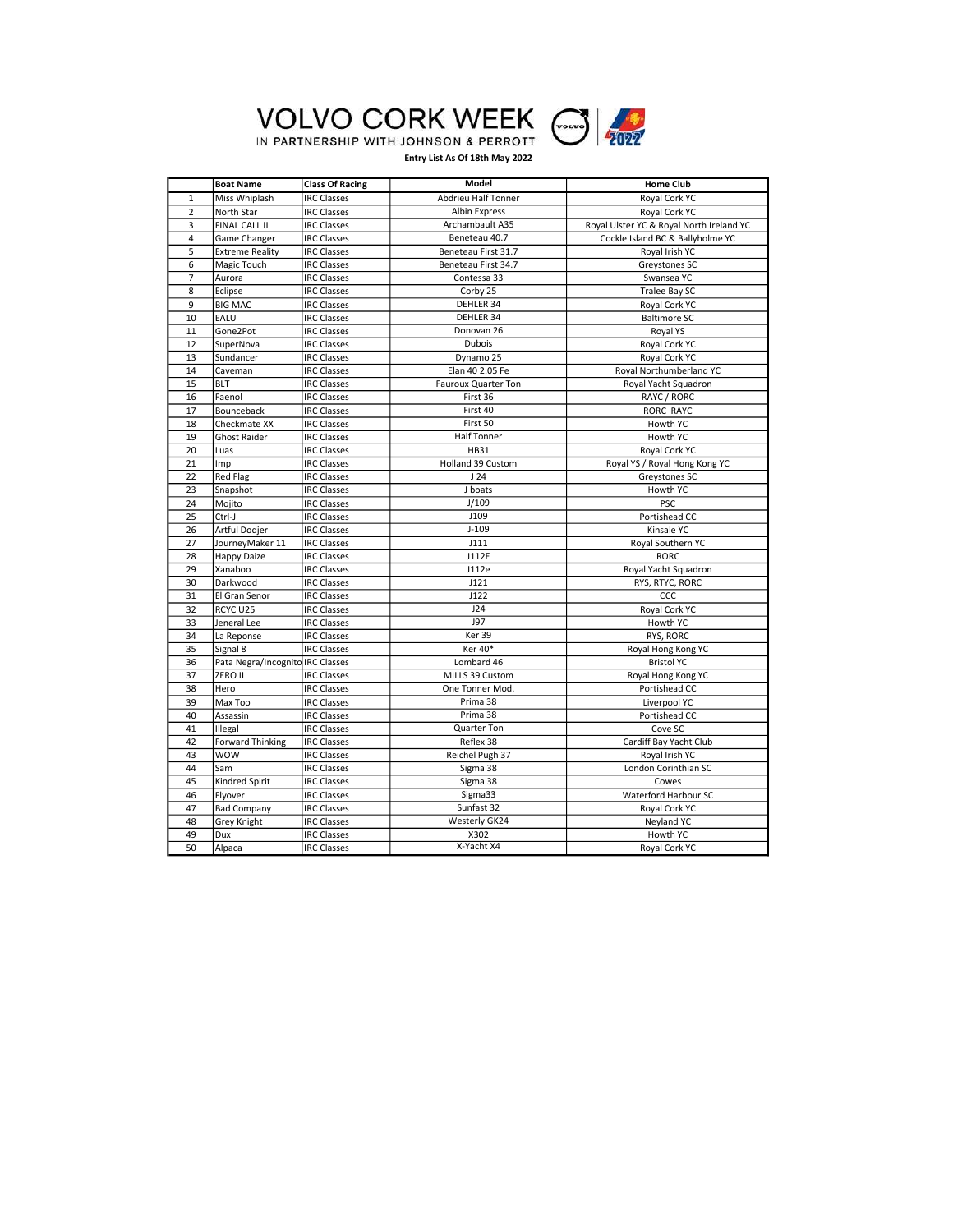# VOLVO CORK WEEK

IN PARTNERSHIP WITH JOHNSON & PERROTT

**Entry List As Of 18th May 2022**

| | Boat Name | Class Of Racing | Model | Home Club |
|---|---|---|---|---|
| 1 | Miss Whiplash | IRC Classes | Abdrieu Half Tonner | Royal Cork YC |
| 2 | North Star | IRC Classes | Albin Express | Royal Cork YC |
| 3 | FINAL CALL II | IRC Classes | Archambault A35 | Royal Ulster YC & Royal North Ireland YC |
| 4 | Game Changer | IRC Classes | Beneteau 40.7 | Cockle Island BC & Ballyholme YC |
| 5 | Extreme Reality | IRC Classes | Beneteau First 31.7 | Royal Irish YC |
| 6 | Magic Touch | IRC Classes | Beneteau First 34.7 | Greystones SC |
| 7 | Aurora | IRC Classes | Contessa 33 | Swansea YC |
| 8 | Eclipse | IRC Classes | Corby 25 | Tralee Bay SC |
| 9 | BIG MAC | IRC Classes | DEHLER 34 | Royal Cork YC |
| 10 | EALU | IRC Classes | DEHLER 34 | Baltimore SC |
| 11 | Gone2Pot | IRC Classes | Donovan 26 | Royal YS |
| 12 | SuperNova | IRC Classes | Dubois | Royal Cork YC |
| 13 | Sundancer | IRC Classes | Dynamo 25 | Royal Cork YC |
| 14 | Caveman | IRC Classes | Elan 40 2.05 Fe | Royal Northumberland YC |
| 15 | BLT | IRC Classes | Fauroux Quarter Ton | Royal Yacht Squadron |
| 16 | Faenol | IRC Classes | First 36 | RAYC / RORC |
| 17 | Bounceback | IRC Classes | First 40 | RORC RAYC |
| 18 | Checkmate XX | IRC Classes | First 50 | Howth YC |
| 19 | Ghost Raider | IRC Classes | Half Tonner | Howth YC |
| 20 | Luas | IRC Classes | HB31 | Royal Cork YC |
| 21 | Imp | IRC Classes | Holland 39 Custom | Royal YS / Royal Hong Kong YC |
| 22 | Red Flag | IRC Classes | J 24 | Greystones SC |
| 23 | Snapshot | IRC Classes | J boats | Howth YC |
| 24 | Mojito | IRC Classes | J/109 | PSC |
| 25 | Ctrl-J | IRC Classes | J109 | Portishead CC |
| 26 | Artful Dodjer | IRC Classes | J-109 | Kinsale YC |
| 27 | JourneyMaker 11 | IRC Classes | J111 | Royal Southern YC |
| 28 | Happy Daize | IRC Classes | J112E | RORC |
| 29 | Xanaboo | IRC Classes | J112e | Royal Yacht Squadron |
| 30 | Darkwood | IRC Classes | J121 | RYS, RTYC, RORC |
| 31 | El Gran Senor | IRC Classes | J122 | CCC |
| 32 | RCYC U25 | IRC Classes | J24 | Royal Cork YC |
| 33 | Jeneral Lee | IRC Classes | J97 | Howth YC |
| 34 | La Reponse | IRC Classes | Ker 39 | RYS, RORC |
| 35 | Signal 8 | IRC Classes | Ker 40* | Royal Hong Kong YC |
| 36 | Pata Negra/Incognito | IRC Classes | Lombard 46 | Bristol YC |
| 37 | ZERO II | IRC Classes | MILLS 39 Custom | Royal Hong Kong YC |
| 38 | Hero | IRC Classes | One Tonner Mod. | Portishead CC |
| 39 | Max Too | IRC Classes | Prima 38 | Liverpool YC |
| 40 | Assassin | IRC Classes | Prima 38 | Portishead CC |
| 41 | Illegal | IRC Classes | Quarter Ton | Cove SC |
| 42 | Forward Thinking | IRC Classes | Reflex 38 | Cardiff Bay Yacht Club |
| 43 | WOW | IRC Classes | Reichel Pugh 37 | Royal Irish YC |
| 44 | Sam | IRC Classes | Sigma 38 | London Corinthian SC |
| 45 | Kindred Spirit | IRC Classes | Sigma 38 | Cowes |
| 46 | Flyover | IRC Classes | Sigma33 | Waterford Harbour SC |
| 47 | Bad Company | IRC Classes | Sunfast 32 | Royal Cork YC |
| 48 | Grey Knight | IRC Classes | Westerly GK24 | Neyland YC |
| 49 | Dux | IRC Classes | X302 | Howth YC |
| 50 | Alpaca | IRC Classes | X-Yacht X4 | Royal Cork YC |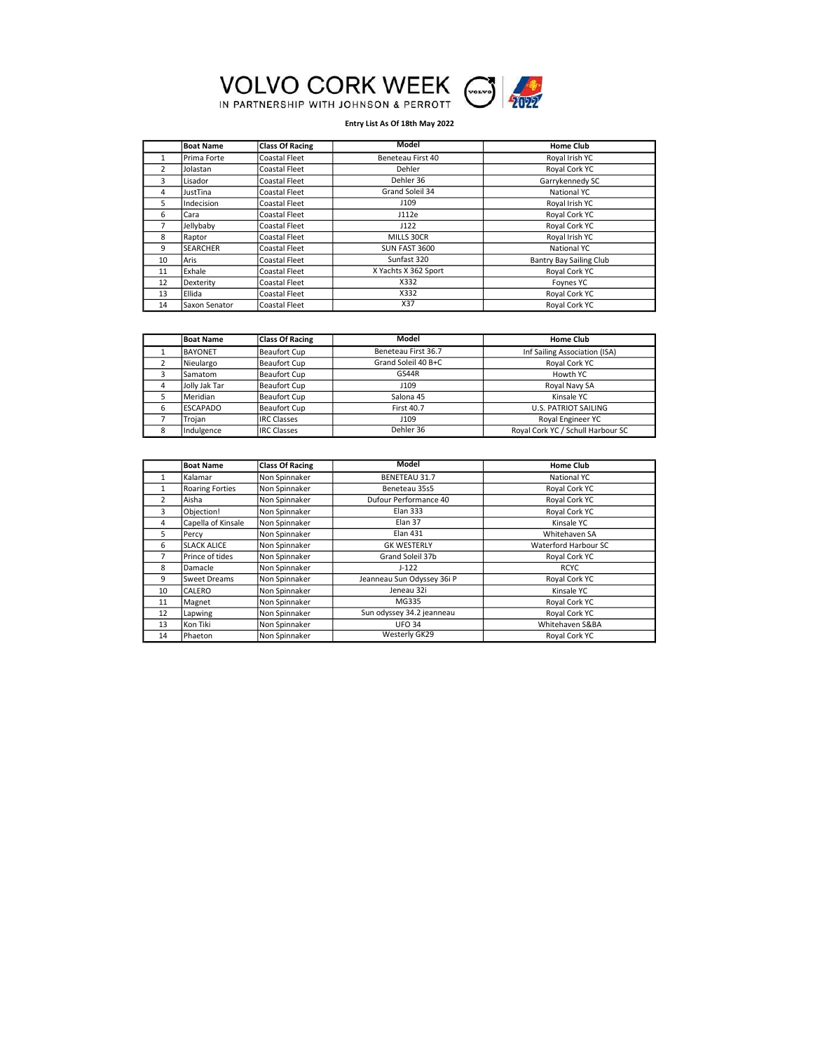# VOLVO CORK WEEK

IN PARTNERSHIP WITH JOHNSON & PERROTT

**Entry List As Of 18th May 2022**

| | Boat Name | Class Of Racing | Model | Home Club |
|---|---|---|---|---|
| 1 | Prima Forte | Coastal Fleet | Beneteau First 40 | Royal Irish YC |
| 2 | Jolastan | Coastal Fleet | Dehler | Royal Cork YC |
| 3 | Lisador | Coastal Fleet | Dehler 36 | Garrykennedy SC |
| 4 | JustTina | Coastal Fleet | Grand Soleil 34 | National YC |
| 5 | Indecision | Coastal Fleet | J109 | Royal Irish YC |
| 6 | Cara | Coastal Fleet | J112e | Royal Cork YC |
| 7 | Jellybaby | Coastal Fleet | J122 | Royal Cork YC |
| 8 | Raptor | Coastal Fleet | MILLS 30CR | Royal Irish YC |
| 9 | SEARCHER | Coastal Fleet | SUN FAST 3600 | National YC |
| 10 | Aris | Coastal Fleet | Sunfast 320 | Bantry Bay Sailing Club |
| 11 | Exhale | Coastal Fleet | X Yachts X 362 Sport | Royal Cork YC |
| 12 | Dexterity | Coastal Fleet | X332 | Foynes YC |
| 13 | Ellida | Coastal Fleet | X332 | Royal Cork YC |
| 14 | Saxon Senator | Coastal Fleet | X37 | Royal Cork YC |

| | Boat Name | Class Of Racing | Model | Home Club |
|---|---|---|---|---|
| 1 | BAYONET | Beaufort Cup | Beneteau First 36.7 | Inf Sailing Association (ISA) |
| 2 | Nieulargo | Beaufort Cup | Grand Soleil 40 B+C | Royal Cork YC |
| 3 | Samatom | Beaufort Cup | GS44R | Howth YC |
| 4 | Jolly Jak Tar | Beaufort Cup | J109 | Royal Navy SA |
| 5 | Meridian | Beaufort Cup | Salona 45 | Kinsale YC |
| 6 | ESCAPADO | Beaufort Cup | First 40.7 | U.S. PATRIOT SAILING |
| 7 | Trojan | IRC Classes | J109 | Royal Engineer YC |
| 8 | Indulgence | IRC Classes | Dehler 36 | Royal Cork YC / Schull Harbour SC |

| | Boat Name | Class Of Racing | Model | Home Club |
|---|---|---|---|---|
| 1 | Kalamar | Non Spinnaker | BENETEAU 31.7 | National YC |
| 1 | Roaring Forties | Non Spinnaker | Beneteau 35s5 | Royal Cork YC |
| 2 | Aisha | Non Spinnaker | Dufour Performance 40 | Royal Cork YC |
| 3 | Objection! | Non Spinnaker | Elan 333 | Royal Cork YC |
| 4 | Capella of Kinsale | Non Spinnaker | Elan 37 | Kinsale YC |
| 5 | Percy | Non Spinnaker | Elan 431 | Whitehaven SA |
| 6 | SLACK ALICE | Non Spinnaker | GK WESTERLY | Waterford Harbour SC |
| 7 | Prince of tides | Non Spinnaker | Grand Soleil 37b | Royal Cork YC |
| 8 | Damacle | Non Spinnaker | J-122 | RCYC |
| 9 | Sweet Dreams | Non Spinnaker | Jeanneau Sun Odyssey 36i P | Royal Cork YC |
| 10 | CALERO | Non Spinnaker | Jeneau 32i | Kinsale YC |
| 11 | Magnet | Non Spinnaker | MG335 | Royal Cork YC |
| 12 | Lapwing | Non Spinnaker | Sun odyssey 34.2 jeanneau | Royal Cork YC |
| 13 | Kon Tiki | Non Spinnaker | UFO 34 | Whitehaven S&BA |
| 14 | Phaeton | Non Spinnaker | Westerly GK29 | Royal Cork YC |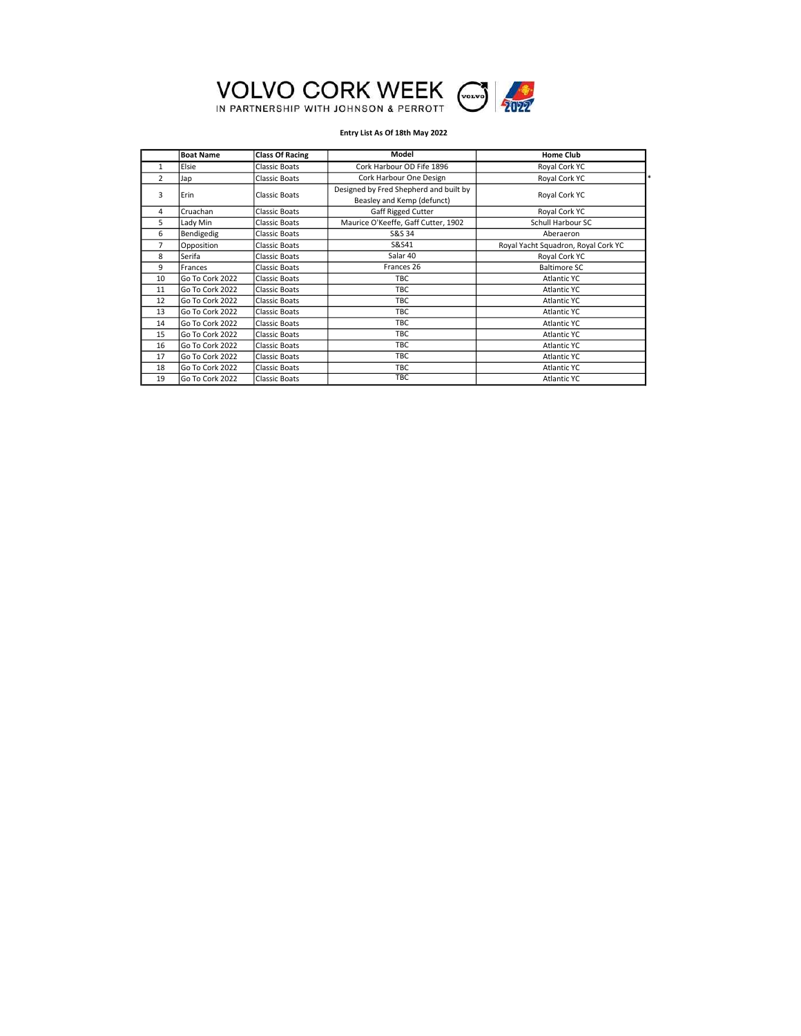VOLVO CORK WEEK
IN PARTNERSHIP WITH JOHNSON & PERROTT

**Entry List As Of 18th May 2022**

| | Boat Name | Class Of Racing | Model | Home Club |
|---|---|---|---|---|
| 1 | Elsie | Classic Boats | Cork Harbour OD Fife 1896 | Royal Cork YC |
| 2 | Jap | Classic Boats | Cork Harbour One Design | Royal Cork YC |
| 3 | Erin | Classic Boats | Designed by Fred Shepherd and built by Beasley and Kemp (defunct) | Royal Cork YC |
| 4 | Cruachan | Classic Boats | Gaff Rigged Cutter | Royal Cork YC |
| 5 | Lady Min | Classic Boats | Maurice O'Keeffe, Gaff Cutter, 1902 | Schull Harbour SC |
| 6 | Bendigedig | Classic Boats | S&S 34 | Aberaeron |
| 7 | Opposition | Classic Boats | S&S41 | Royal Yacht Squadron, Royal Cork YC |
| 8 | Serifa | Classic Boats | Salar 40 | Royal Cork YC |
| 9 | Frances | Classic Boats | Frances 26 | Baltimore SC |
| 10 | Go To Cork 2022 | Classic Boats | TBC | Atlantic YC |
| 11 | Go To Cork 2022 | Classic Boats | TBC | Atlantic YC |
| 12 | Go To Cork 2022 | Classic Boats | TBC | Atlantic YC |
| 13 | Go To Cork 2022 | Classic Boats | TBC | Atlantic YC |
| 14 | Go To Cork 2022 | Classic Boats | TBC | Atlantic YC |
| 15 | Go To Cork 2022 | Classic Boats | TBC | Atlantic YC |
| 16 | Go To Cork 2022 | Classic Boats | TBC | Atlantic YC |
| 17 | Go To Cork 2022 | Classic Boats | TBC | Atlantic YC |
| 18 | Go To Cork 2022 | Classic Boats | TBC | Atlantic YC |
| 19 | Go To Cork 2022 | Classic Boats | TBC | Atlantic YC |